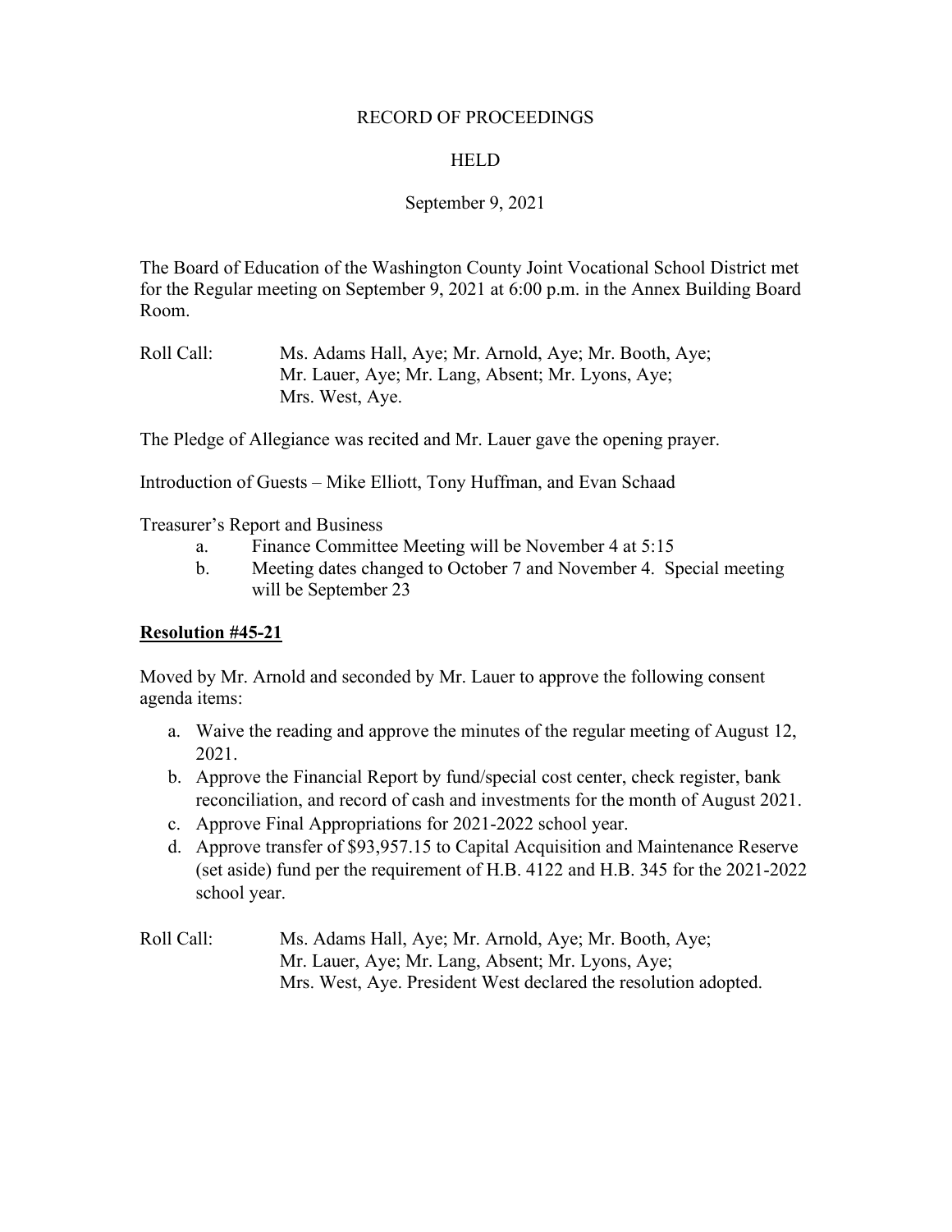RECORD OF PROCEEDINGS

HELD

September 9, 2021

The Board of Education of the Washington County Joint Vocational School District met for the Regular meeting on September 9, 2021 at 6:00 p.m. in the Annex Building Board Room.

Roll Call: Ms. Adams Hall, Aye; Mr. Arnold, Aye; Mr. Booth, Aye; Mr. Lauer, Aye; Mr. Lang, Absent; Mr. Lyons, Aye; Mrs. West, Aye.

The Pledge of Allegiance was recited and Mr. Lauer gave the opening prayer.

Introduction of Guests – Mike Elliott, Tony Huffman, and Evan Schaad

Treasurer's Report and Business

a. Finance Committee Meeting will be November 4 at 5:15
b. Meeting dates changed to October 7 and November 4. Special meeting will be September 23

**Resolution #45-21**

Moved by Mr. Arnold and seconded by Mr. Lauer to approve the following consent agenda items:

a. Waive the reading and approve the minutes of the regular meeting of August 12, 2021.
b. Approve the Financial Report by fund/special cost center, check register, bank reconciliation, and record of cash and investments for the month of August 2021.
c. Approve Final Appropriations for 2021-2022 school year.
d. Approve transfer of $93,957.15 to Capital Acquisition and Maintenance Reserve (set aside) fund per the requirement of H.B. 4122 and H.B. 345 for the 2021-2022 school year.

Roll Call: Ms. Adams Hall, Aye; Mr. Arnold, Aye; Mr. Booth, Aye; Mr. Lauer, Aye; Mr. Lang, Absent; Mr. Lyons, Aye; Mrs. West, Aye. President West declared the resolution adopted.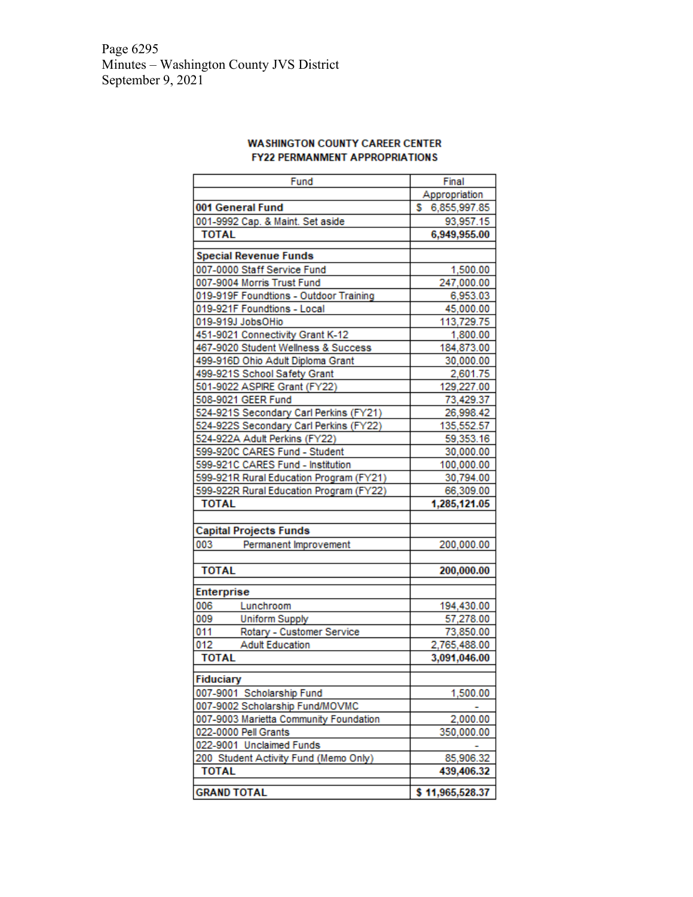Page 6295
Minutes – Washington County JVS District
September 9, 2021

**WASHINGTON COUNTY CAREER CENTER**
**FY22 PERMANMENT APPROPRIATIONS**

| Fund | Final Appropriation |
|---|---|
| **001 General Fund** | $ 6,855,997.85 |
| 001-9992 Cap. & Maint. Set aside | 93,957.15 |
| **TOTAL** | **6,949,955.00** |
| | |
| **Special Revenue Funds** | |
| 007-0000 Staff Service Fund | 1,500.00 |
| 007-9004 Morris Trust Fund | 247,000.00 |
| 019-919F Foundtions - Outdoor Training | 6,953.03 |
| 019-921F Foundtions - Local | 45,000.00 |
| 019-919J JobsOHio | 113,729.75 |
| 451-9021 Connectivity Grant K-12 | 1,800.00 |
| 467-9020 Student Wellness & Success | 184,873.00 |
| 499-916D Ohio Adult Diploma Grant | 30,000.00 |
| 499-921S School Safety Grant | 2,601.75 |
| 501-9022 ASPIRE Grant (FY22) | 129,227.00 |
| 508-9021 GEER Fund | 73,429.37 |
| 524-921S Secondary Carl Perkins (FY21) | 26,998.42 |
| 524-922S Secondary Carl Perkins (FY22) | 135,552.57 |
| 524-922A Adult Perkins (FY22) | 59,353.16 |
| 599-920C CARES Fund - Student | 30,000.00 |
| 599-921C CARES Fund - Institution | 100,000.00 |
| 599-921R Rural Education Program (FY21) | 30,794.00 |
| 599-922R Rural Education Program (FY22) | 66,309.00 |
| **TOTAL** | **1,285,121.05** |
| | |
| **Capital Projects Funds** | |
| 003 Permanent Improvement | 200,000.00 |
| | |
| **TOTAL** | **200,000.00** |
| | |
| **Enterprise** | |
| 006 Lunchroom | 194,430.00 |
| 009 Uniform Supply | 57,278.00 |
| 011 Rotary - Customer Service | 73,850.00 |
| 012 Adult Education | 2,765,488.00 |
| **TOTAL** | **3,091,046.00** |
| | |
| **Fiduciary** | |
| 007-9001 Scholarship Fund | 1,500.00 |
| 007-9002 Scholarship Fund/MOVMC | - |
| 007-9003 Marietta Community Foundation | 2,000.00 |
| 022-0000 Pell Grants | 350,000.00 |
| 022-9001 Unclaimed Funds | - |
| 200 Student Activity Fund (Memo Only) | 85,906.32 |
| **TOTAL** | **439,406.32** |
| | |
| **GRAND TOTAL** | **$ 11,965,528.37** |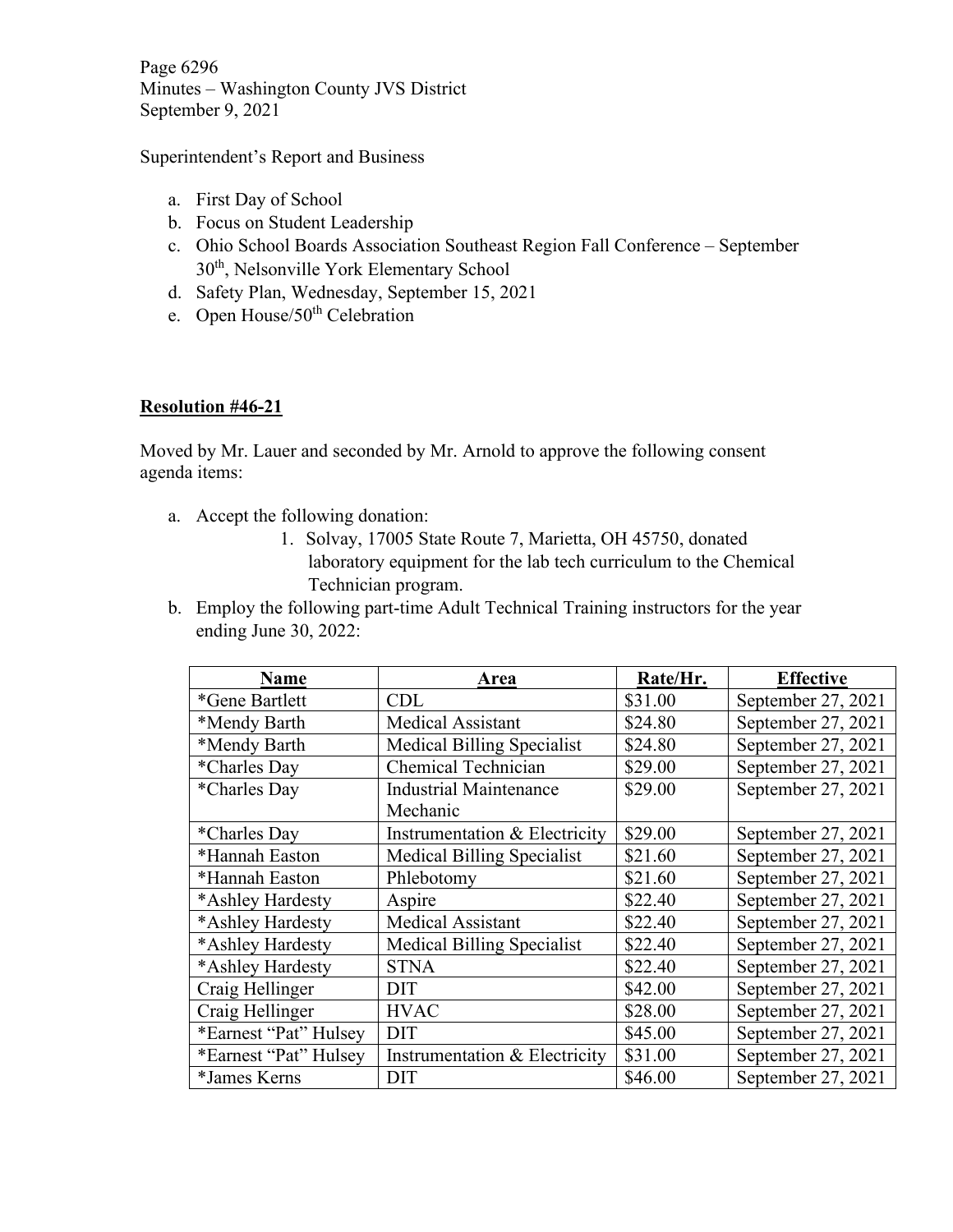Superintendent's Report and Business

a. First Day of School
b. Focus on Student Leadership
c. Ohio School Boards Association Southeast Region Fall Conference – September 30th, Nelsonville York Elementary School
d. Safety Plan, Wednesday, September 15, 2021
e. Open House/50th Celebration

**Resolution #46-21**

Moved by Mr. Lauer and seconded by Mr. Arnold to approve the following consent agenda items:

a. Accept the following donation:
   1. Solvay, 17005 State Route 7, Marietta, OH 45750, donated laboratory equipment for the lab tech curriculum to the Chemical Technician program.
b. Employ the following part-time Adult Technical Training instructors for the year ending June 30, 2022:

| Name | Area | Rate/Hr. | Effective |
|---|---|---|---|
| *Gene Bartlett | CDL | $31.00 | September 27, 2021 |
| *Mendy Barth | Medical Assistant | $24.80 | September 27, 2021 |
| *Mendy Barth | Medical Billing Specialist | $24.80 | September 27, 2021 |
| *Charles Day | Chemical Technician | $29.00 | September 27, 2021 |
| *Charles Day | Industrial Maintenance Mechanic | $29.00 | September 27, 2021 |
| *Charles Day | Instrumentation & Electricity | $29.00 | September 27, 2021 |
| *Hannah Easton | Medical Billing Specialist | $21.60 | September 27, 2021 |
| *Hannah Easton | Phlebotomy | $21.60 | September 27, 2021 |
| *Ashley Hardesty | Aspire | $22.40 | September 27, 2021 |
| *Ashley Hardesty | Medical Assistant | $22.40 | September 27, 2021 |
| *Ashley Hardesty | Medical Billing Specialist | $22.40 | September 27, 2021 |
| *Ashley Hardesty | STNA | $22.40 | September 27, 2021 |
| Craig Hellinger | DIT | $42.00 | September 27, 2021 |
| Craig Hellinger | HVAC | $28.00 | September 27, 2021 |
| *Earnest "Pat" Hulsey | DIT | $45.00 | September 27, 2021 |
| *Earnest "Pat" Hulsey | Instrumentation & Electricity | $31.00 | September 27, 2021 |
| *James Kerns | DIT | $46.00 | September 27, 2021 |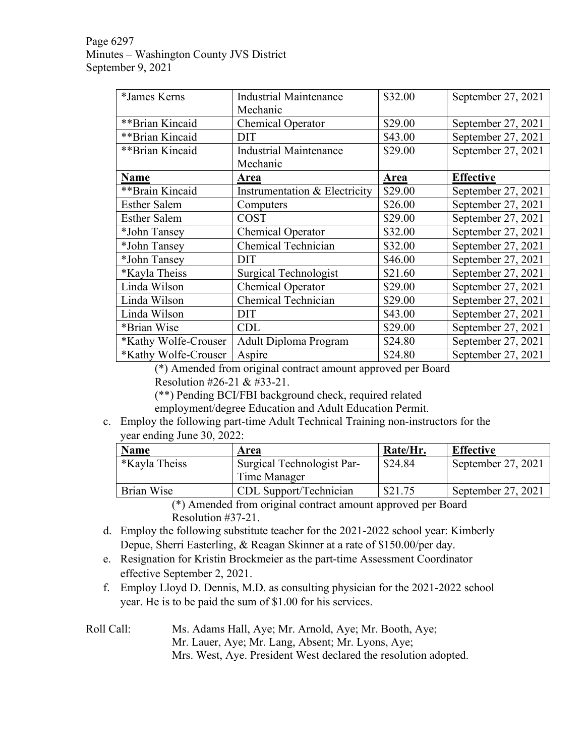| *James Kerns | Industrial Maintenance Mechanic | \$32.00 | September 27, 2021 |
|---|---|---|---|
| **Brian Kincaid | Chemical Operator | \$29.00 | September 27, 2021 |
| **Brian Kincaid | DIT | \$43.00 | September 27, 2021 |
| **Brian Kincaid | Industrial Maintenance Mechanic | \$29.00 | September 27, 2021 |
| **Name** | **Area** | **Area** | **Effective** |
| **Brain Kincaid | Instrumentation & Electricity | \$29.00 | September 27, 2021 |
| Esther Salem | Computers | \$26.00 | September 27, 2021 |
| Esther Salem | COST | \$29.00 | September 27, 2021 |
| *John Tansey | Chemical Operator | \$32.00 | September 27, 2021 |
| *John Tansey | Chemical Technician | \$32.00 | September 27, 2021 |
| *John Tansey | DIT | \$46.00 | September 27, 2021 |
| *Kayla Theiss | Surgical Technologist | \$21.60 | September 27, 2021 |
| Linda Wilson | Chemical Operator | \$29.00 | September 27, 2021 |
| Linda Wilson | Chemical Technician | \$29.00 | September 27, 2021 |
| Linda Wilson | DIT | \$43.00 | September 27, 2021 |
| *Brian Wise | CDL | \$29.00 | September 27, 2021 |
| *Kathy Wolfe-Crouser | Adult Diploma Program | \$24.80 | September 27, 2021 |
| *Kathy Wolfe-Crouser | Aspire | \$24.80 | September 27, 2021 |

(*) Amended from original contract amount approved per Board Resolution #26-21 & #33-21.
(**) Pending BCI/FBI background check, required related employment/degree Education and Adult Education Permit.

c. Employ the following part-time Adult Technical Training non-instructors for the year ending June 30, 2022:

| Name | Area | Rate/Hr. | Effective |
|---|---|---|---|
| *Kayla Theiss | Surgical Technologist Part-Time Manager | \$24.84 | September 27, 2021 |
| Brian Wise | CDL Support/Technician | \$21.75 | September 27, 2021 |

(*) Amended from original contract amount approved per Board Resolution #37-21.

d. Employ the following substitute teacher for the 2021-2022 school year: Kimberly Depue, Sherri Easterling, & Reagan Skinner at a rate of \$150.00/per day.

e. Resignation for Kristin Brockmeier as the part-time Assessment Coordinator effective September 2, 2021.

f. Employ Lloyd D. Dennis, M.D. as consulting physician for the 2021-2022 school year. He is to be paid the sum of \$1.00 for his services.

Roll Call: Ms. Adams Hall, Aye; Mr. Arnold, Aye; Mr. Booth, Aye; Mr. Lauer, Aye; Mr. Lang, Absent; Mr. Lyons, Aye; Mrs. West, Aye. President West declared the resolution adopted.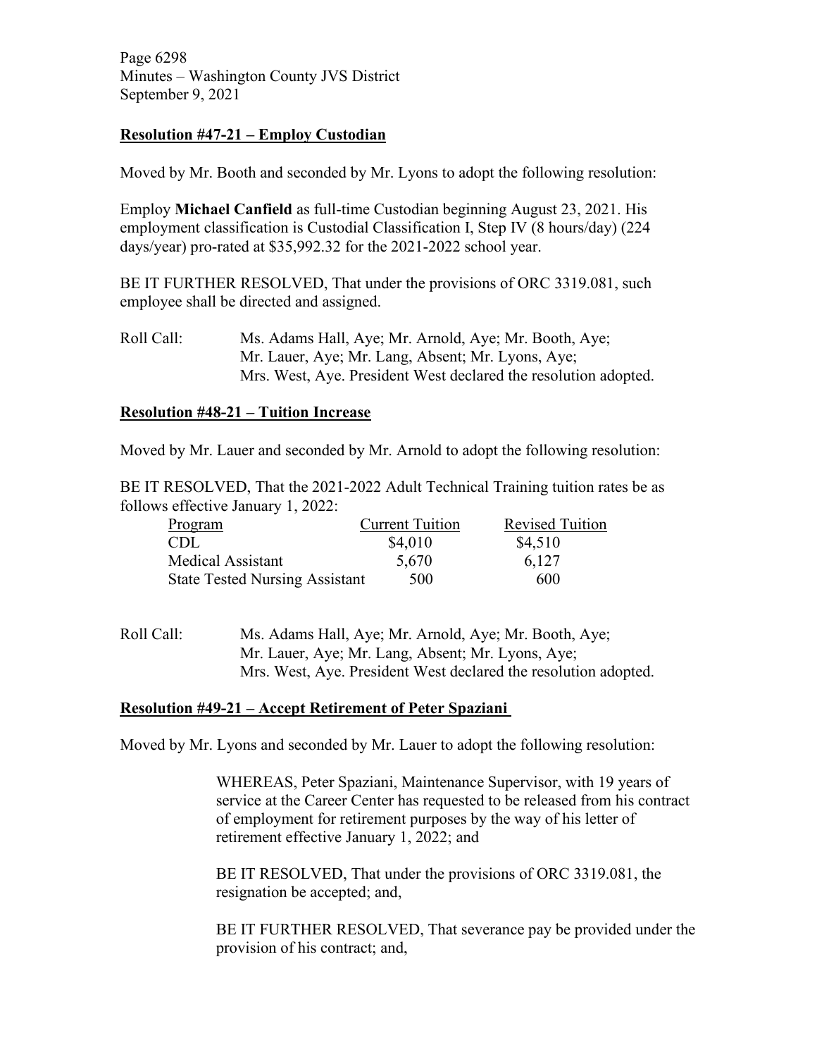**Resolution #47-21 – Employ Custodian**

Moved by Mr. Booth and seconded by Mr. Lyons to adopt the following resolution:

Employ **Michael Canfield** as full-time Custodian beginning August 23, 2021. His employment classification is Custodial Classification I, Step IV (8 hours/day) (224 days/year) pro-rated at $35,992.32 for the 2021-2022 school year.

BE IT FURTHER RESOLVED, That under the provisions of ORC 3319.081, such employee shall be directed and assigned.

Roll Call: Ms. Adams Hall, Aye; Mr. Arnold, Aye; Mr. Booth, Aye; Mr. Lauer, Aye; Mr. Lang, Absent; Mr. Lyons, Aye; Mrs. West, Aye. President West declared the resolution adopted.

**Resolution #48-21 – Tuition Increase**

Moved by Mr. Lauer and seconded by Mr. Arnold to adopt the following resolution:

BE IT RESOLVED, That the 2021-2022 Adult Technical Training tuition rates be as follows effective January 1, 2022:

| Program | Current Tuition | Revised Tuition |
| --- | --- | --- |
| CDL | $4,010 | $4,510 |
| Medical Assistant | 5,670 | 6,127 |
| State Tested Nursing Assistant | 500 | 600 |

Roll Call: Ms. Adams Hall, Aye; Mr. Arnold, Aye; Mr. Booth, Aye; Mr. Lauer, Aye; Mr. Lang, Absent; Mr. Lyons, Aye; Mrs. West, Aye. President West declared the resolution adopted.

**Resolution #49-21 – Accept Retirement of Peter Spaziani**

Moved by Mr. Lyons and seconded by Mr. Lauer to adopt the following resolution:

WHEREAS, Peter Spaziani, Maintenance Supervisor, with 19 years of service at the Career Center has requested to be released from his contract of employment for retirement purposes by the way of his letter of retirement effective January 1, 2022; and

BE IT RESOLVED, That under the provisions of ORC 3319.081, the resignation be accepted; and,

BE IT FURTHER RESOLVED, That severance pay be provided under the provision of his contract; and,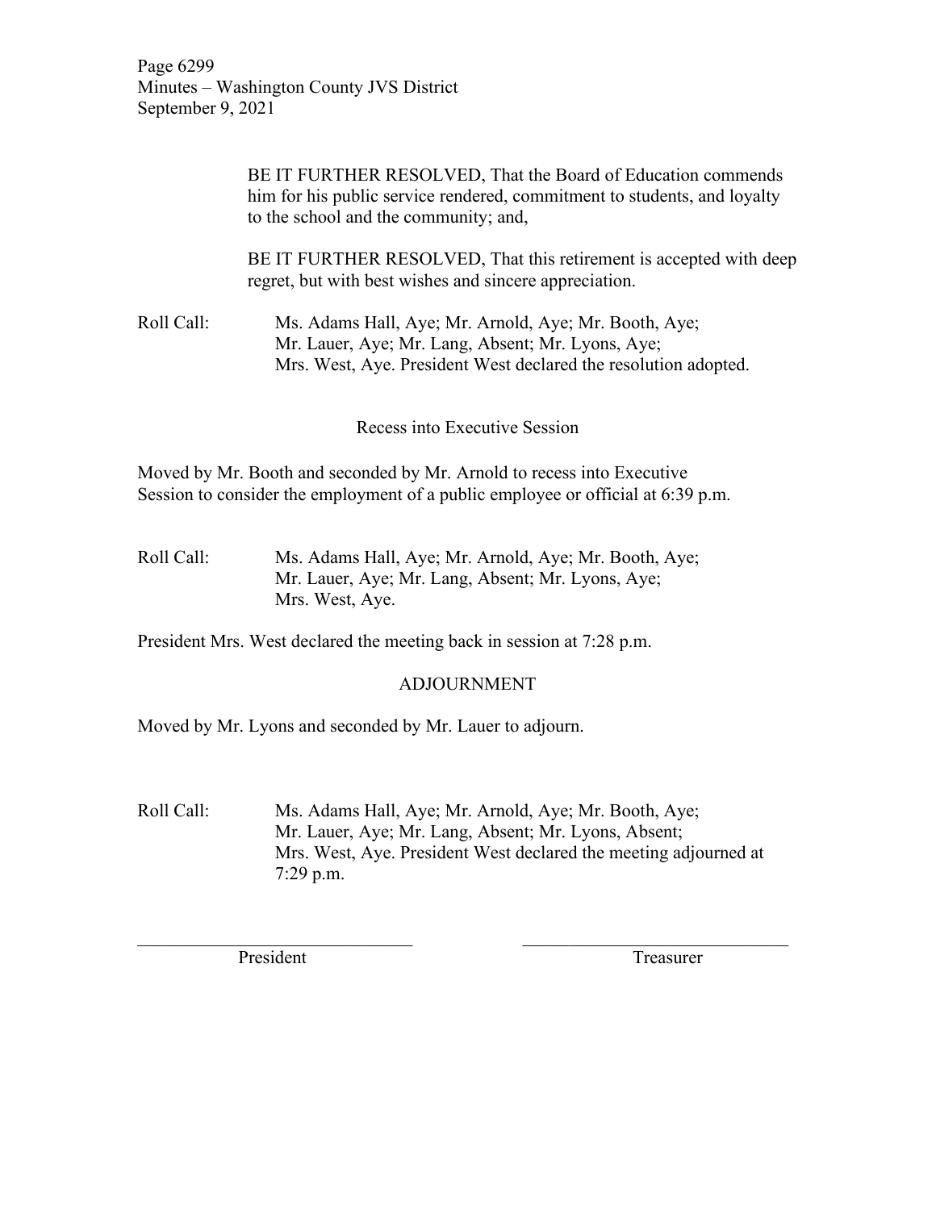BE IT FURTHER RESOLVED, That the Board of Education commends him for his public service rendered, commitment to students, and loyalty to the school and the community; and,

BE IT FURTHER RESOLVED, That this retirement is accepted with deep regret, but with best wishes and sincere appreciation.

Roll Call: Ms. Adams Hall, Aye; Mr. Arnold, Aye; Mr. Booth, Aye; Mr. Lauer, Aye; Mr. Lang, Absent; Mr. Lyons, Aye; Mrs. West, Aye. President West declared the resolution adopted.

## Recess into Executive Session

Moved by Mr. Booth and seconded by Mr. Arnold to recess into Executive Session to consider the employment of a public employee or official at 6:39 p.m.

Roll Call: Ms. Adams Hall, Aye; Mr. Arnold, Aye; Mr. Booth, Aye; Mr. Lauer, Aye; Mr. Lang, Absent; Mr. Lyons, Aye; Mrs. West, Aye.

President Mrs. West declared the meeting back in session at 7:28 p.m.

## ADJOURNMENT

Moved by Mr. Lyons and seconded by Mr. Lauer to adjourn.

Roll Call: Ms. Adams Hall, Aye; Mr. Arnold, Aye; Mr. Booth, Aye; Mr. Lauer, Aye; Mr. Lang, Absent; Mr. Lyons, Absent; Mrs. West, Aye. President West declared the meeting adjourned at 7:29 p.m.

______________________________ President

______________________________ Treasurer